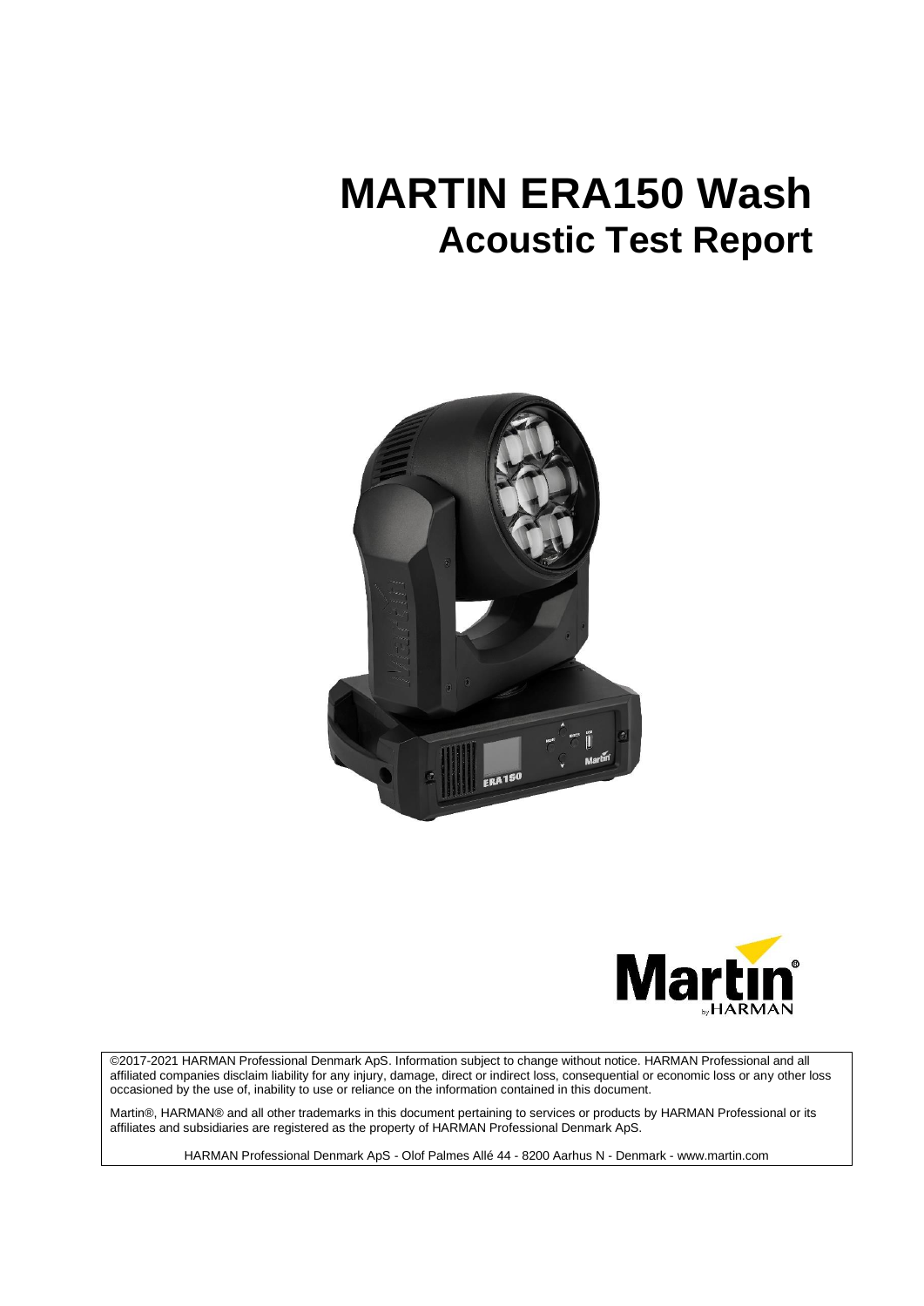# MARTIN ERA150 Wash

## Acoustic Test Report

©2017-2021 HARMAN Professional Denmark ApS. Information subject to change without notice. HARMAN Professional and all affiliated companies disclaim liability for any injury, damage, direct or indirect loss, consequential or economic loss or any other loss occasioned by the use of, inability to use or reliance on the information contained in this document.

Martin®, HARMAN® and all other trademarks in this document pertaining to services or products by HARMAN Professional or its affiliates and subsidiaries are registered as the property of HARMAN Professional Denmark ApS.

HARMAN Professional Denmark ApS - Olof Palmes Allé 44 - 8200 Aarhus N - Denmark - www.martin.com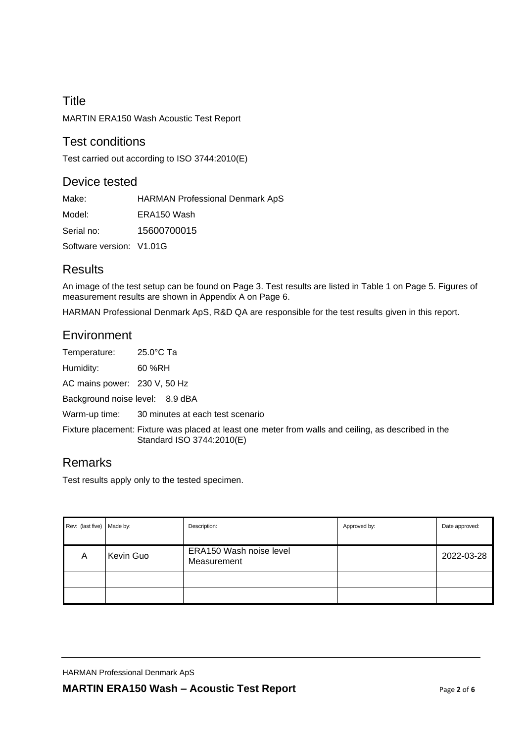## Title

MARTIN ERA150 Wash Acoustic Test Report

## Test conditions

Test carried out according to ISO 3744:2010(E)

## Device tested

Make: HARMAN Professional Denmark ApS

Model: ERA150 Wash

Serial no: 15600700015

Software version: V1.01G

## Results

An image of the test setup can be found on Page 3. Test results are listed in Table 1 on Page 5. Figures of measurement results are shown in Appendix A on Page 6.

HARMAN Professional Denmark ApS, R&D QA are responsible for the test results given in this report.

## Environment

Temperature: 25.0°C Ta

Humidity: 60 %RH

AC mains power: 230 V, 50 Hz

Background noise level: 8.9 dBA

Warm-up time: 30 minutes at each test scenario

Fixture placement: Fixture was placed at least one meter from walls and ceiling, as described in the Standard ISO 3744:2010(E)

## Remarks

Test results apply only to the tested specimen.

| Rev: (last five) | Made by: | Description: | Approved by: | Date approved: |
|---|---|---|---|---|
| A | Kevin Guo | ERA150 Wash noise level Measurement | | 2022-03-28 |
| | | | | |
| | | | | |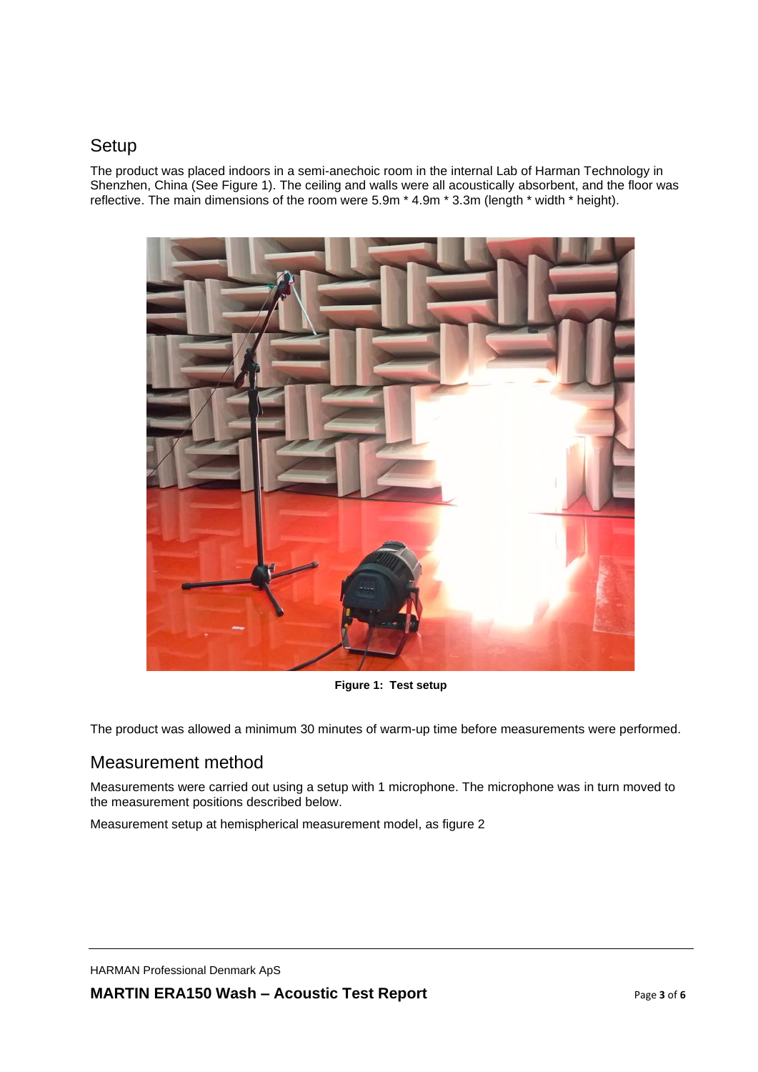## Setup

The product was placed indoors in a semi-anechoic room in the internal Lab of Harman Technology in Shenzhen, China (See Figure 1). The ceiling and walls were all acoustically absorbent, and the floor was reflective. The main dimensions of the room were 5.9m * 4.9m * 3.3m (length * width * height).

**Figure 1: Test setup**

The product was allowed a minimum 30 minutes of warm-up time before measurements were performed.

## Measurement method

Measurements were carried out using a setup with 1 microphone. The microphone was in turn moved to the measurement positions described below.

Measurement setup at hemispherical measurement model, as figure 2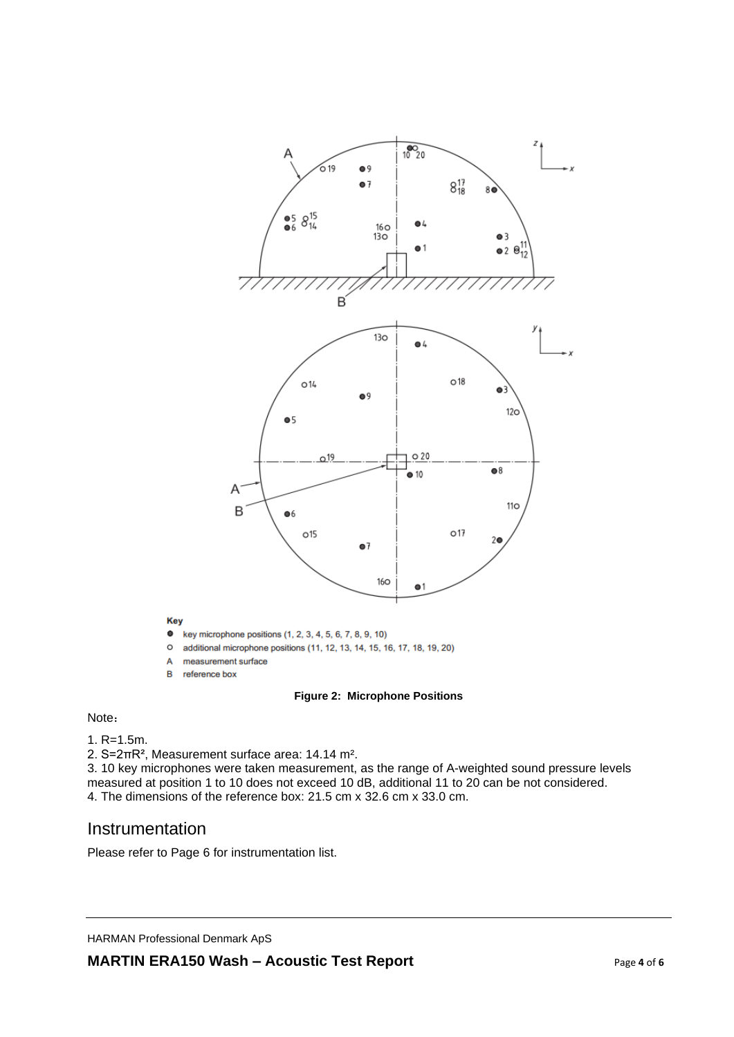Key

- ● key microphone positions (1, 2, 3, 4, 5, 6, 7, 8, 9, 10)
- ○ additional microphone positions (11, 12, 13, 14, 15, 16, 17, 18, 19, 20)
- A measurement surface
- B reference box

**Figure 2: Microphone Positions**

Note：

1. R=1.5m.
2. $S=2\pi R^2$, Measurement surface area: 14.14 $m^2$.
3. 10 key microphones were taken measurement, as the range of A-weighted sound pressure levels measured at position 1 to 10 does not exceed 10 dB, additional 11 to 20 can be not considered.
4. The dimensions of the reference box: 21.5 cm x 32.6 cm x 33.0 cm.

## Instrumentation

Please refer to Page 6 for instrumentation list.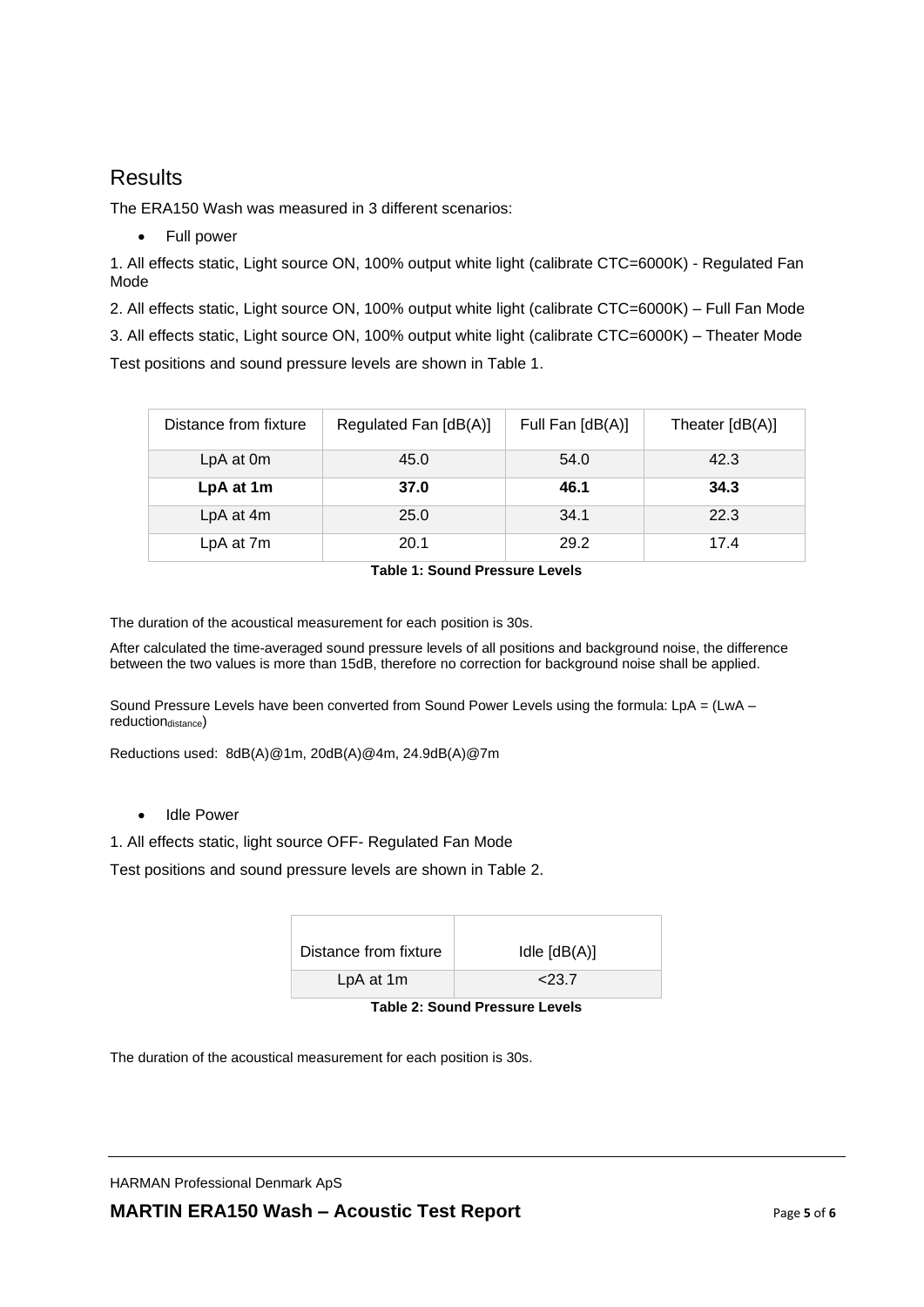## Results

The ERA150 Wash was measured in 3 different scenarios:

- Full power

1. All effects static, Light source ON, 100% output white light (calibrate CTC=6000K) - Regulated Fan Mode

2. All effects static, Light source ON, 100% output white light (calibrate CTC=6000K) – Full Fan Mode

3. All effects static, Light source ON, 100% output white light (calibrate CTC=6000K) – Theater Mode

Test positions and sound pressure levels are shown in Table 1.

| Distance from fixture | Regulated Fan [dB(A)] | Full Fan [dB(A)] | Theater [dB(A)] |
|---|---|---|---|
| LpA at 0m | 45.0 | 54.0 | 42.3 |
| **LpA at 1m** | **37.0** | **46.1** | **34.3** |
| LpA at 4m | 25.0 | 34.1 | 22.3 |
| LpA at 7m | 20.1 | 29.2 | 17.4 |

**Table 1: Sound Pressure Levels**

The duration of the acoustical measurement for each position is 30s.

After calculated the time-averaged sound pressure levels of all positions and background noise, the difference between the two values is more than 15dB, therefore no correction for background noise shall be applied.

Sound Pressure Levels have been converted from Sound Power Levels using the formula: $LpA = (LwA – reduction_{distance})$

Reductions used: 8dB(A)@1m, 20dB(A)@4m, 24.9dB(A)@7m

- Idle Power

1. All effects static, light source OFF- Regulated Fan Mode

Test positions and sound pressure levels are shown in Table 2.

| Distance from fixture | Idle [dB(A)] |
|---|---|
| LpA at 1m | <23.7 |

**Table 2: Sound Pressure Levels**

The duration of the acoustical measurement for each position is 30s.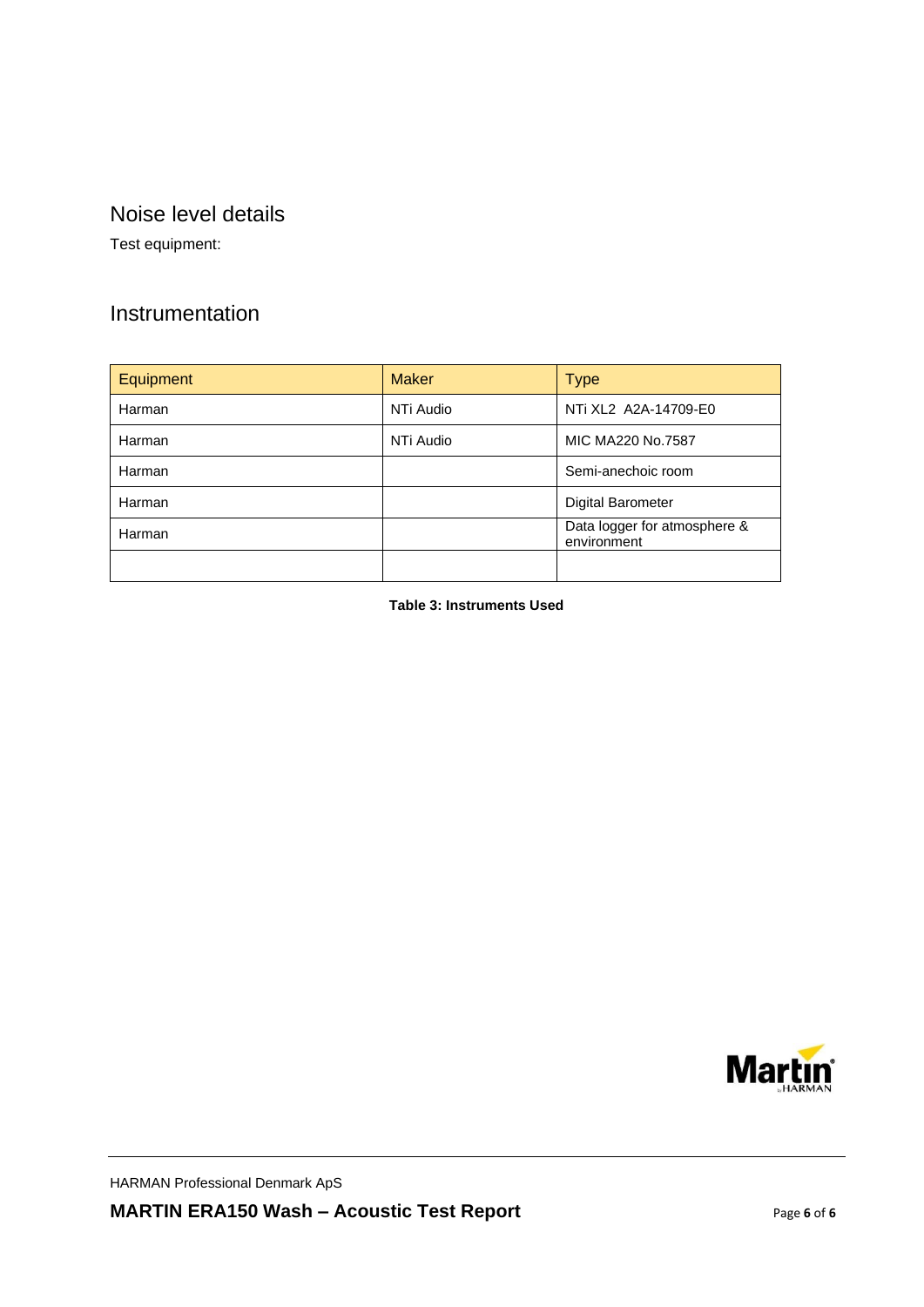## Noise level details

Test equipment:

## Instrumentation

| Equipment | Maker | Type |
|---|---|---|
| Harman | NTi Audio | NTi XL2  A2A-14709-E0 |
| Harman | NTi Audio | MIC MA220 No.7587 |
| Harman | | Semi-anechoic room |
| Harman | | Digital Barometer |
| Harman | | Data logger for atmosphere & environment |
| | | |

**Table 3: Instruments Used**